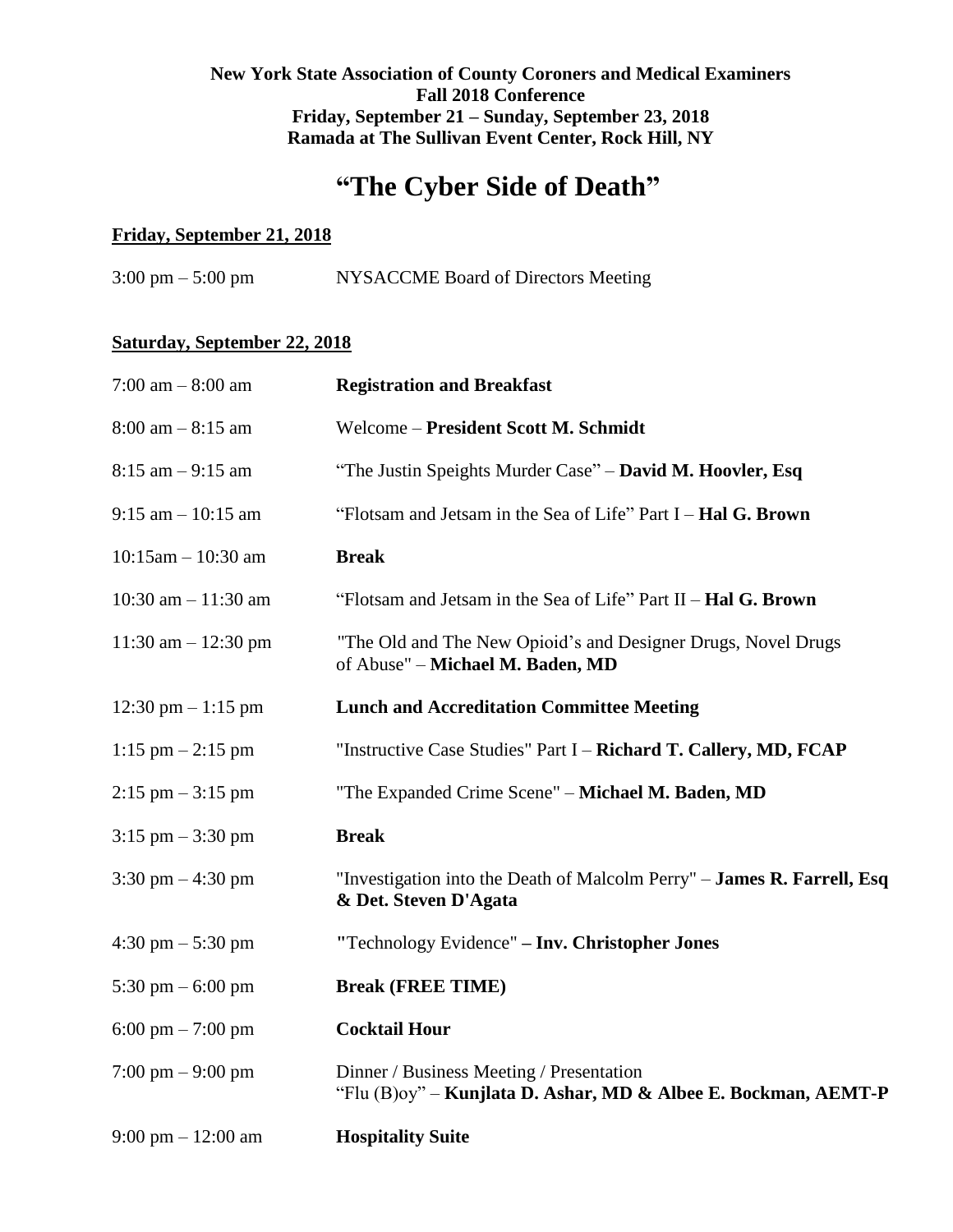**New York State Association of County Coroners and Medical Examiners**
**Fall 2018 Conference**
**Friday, September 21 – Sunday, September 23, 2018**
**Ramada at The Sullivan Event Center, Rock Hill, NY**

# "The Cyber Side of Death"

## Friday, September 21, 2018

| | |
|---|---|
| 3:00 pm – 5:00 pm | NYSACCME Board of Directors Meeting |

## Saturday, September 22, 2018

| | |
|---|---|
| 7:00 am – 8:00 am | **Registration and Breakfast** |
| 8:00 am – 8:15 am | Welcome – **President Scott M. Schmidt** |
| 8:15 am – 9:15 am | "The Justin Speights Murder Case" – **David M. Hoovler, Esq** |
| 9:15 am – 10:15 am | "Flotsam and Jetsam in the Sea of Life" Part I – **Hal G. Brown** |
| 10:15am – 10:30 am | **Break** |
| 10:30 am – 11:30 am | "Flotsam and Jetsam in the Sea of Life" Part II – **Hal G. Brown** |
| 11:30 am – 12:30 pm | "The Old and The New Opioid's and Designer Drugs, Novel Drugs of Abuse" – **Michael M. Baden, MD** |
| 12:30 pm – 1:15 pm | **Lunch and Accreditation Committee Meeting** |
| 1:15 pm – 2:15 pm | "Instructive Case Studies" Part I – **Richard T. Callery, MD, FCAP** |
| 2:15 pm – 3:15 pm | "The Expanded Crime Scene" – **Michael M. Baden, MD** |
| 3:15 pm – 3:30 pm | **Break** |
| 3:30 pm – 4:30 pm | "Investigation into the Death of Malcolm Perry" – **James R. Farrell, Esq & Det. Steven D'Agata** |
| 4:30 pm – 5:30 pm | "Technology Evidence" **– Inv. Christopher Jones** |
| 5:30 pm – 6:00 pm | **Break (FREE TIME)** |
| 6:00 pm – 7:00 pm | **Cocktail Hour** |
| 7:00 pm – 9:00 pm | Dinner / Business Meeting / Presentation<br>"Flu (B)oy" – **Kunjlata D. Ashar, MD & Albee E. Bockman, AEMT-P** |
| 9:00 pm – 12:00 am | **Hospitality Suite** |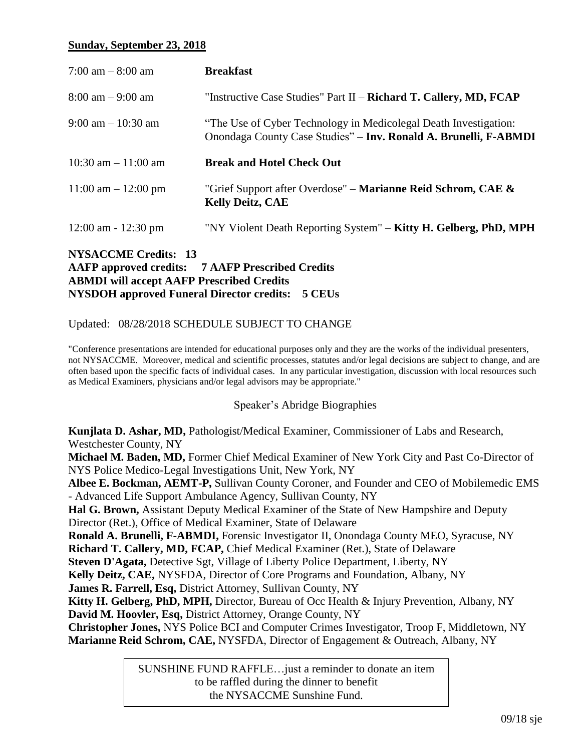**Sunday, September 23, 2018**

| | |
|---|---|
| 7:00 am – 8:00 am | **Breakfast** |
| 8:00 am – 9:00 am | "Instructive Case Studies" Part II – **Richard T. Callery, MD, FCAP** |
| 9:00 am – 10:30 am | "The Use of Cyber Technology in Medicolegal Death Investigation: Onondaga County Case Studies" – **Inv. Ronald A. Brunelli, F-ABMDI** |
| 10:30 am – 11:00 am | **Break and Hotel Check Out** |
| 11:00 am – 12:00 pm | "Grief Support after Overdose" – **Marianne Reid Schrom, CAE & Kelly Deitz, CAE** |
| 12:00 am - 12:30 pm | "NY Violent Death Reporting System" – **Kitty H. Gelberg, PhD, MPH** |

**NYSACCME Credits: 13**
**AAFP approved credits: 7 AAFP Prescribed Credits**
**ABMDI will accept AAFP Prescribed Credits**
**NYSDOH approved Funeral Director credits: 5 CEUs**

Updated: 08/28/2018 SCHEDULE SUBJECT TO CHANGE

"Conference presentations are intended for educational purposes only and they are the works of the individual presenters, not NYSACCME. Moreover, medical and scientific processes, statutes and/or legal decisions are subject to change, and are often based upon the specific facts of individual cases. In any particular investigation, discussion with local resources such as Medical Examiners, physicians and/or legal advisors may be appropriate."

Speaker's Abridge Biographies

**Kunjlata D. Ashar, MD,** Pathologist/Medical Examiner, Commissioner of Labs and Research, Westchester County, NY
**Michael M. Baden, MD,** Former Chief Medical Examiner of New York City and Past Co-Director of NYS Police Medico-Legal Investigations Unit, New York, NY
**Albee E. Bockman, AEMT-P,** Sullivan County Coroner, and Founder and CEO of Mobilemedic EMS - Advanced Life Support Ambulance Agency, Sullivan County, NY
**Hal G. Brown,** Assistant Deputy Medical Examiner of the State of New Hampshire and Deputy Director (Ret.), Office of Medical Examiner, State of Delaware
**Ronald A. Brunelli, F-ABMDI,** Forensic Investigator II, Onondaga County MEO, Syracuse, NY
**Richard T. Callery, MD, FCAP,** Chief Medical Examiner (Ret.), State of Delaware
**Steven D'Agata,** Detective Sgt, Village of Liberty Police Department, Liberty, NY
**Kelly Deitz, CAE,** NYSFDA, Director of Core Programs and Foundation, Albany, NY
**James R. Farrell, Esq,** District Attorney, Sullivan County, NY
**Kitty H. Gelberg, PhD, MPH,** Director, Bureau of Occ Health & Injury Prevention, Albany, NY
**David M. Hoovler, Esq,** District Attorney, Orange County, NY
**Christopher Jones,** NYS Police BCI and Computer Crimes Investigator, Troop F, Middletown, NY
**Marianne Reid Schrom, CAE,** NYSFDA, Director of Engagement & Outreach, Albany, NY

SUNSHINE FUND RAFFLE…just a reminder to donate an item to be raffled during the dinner to benefit the NYSACCME Sunshine Fund.

09/18 sje